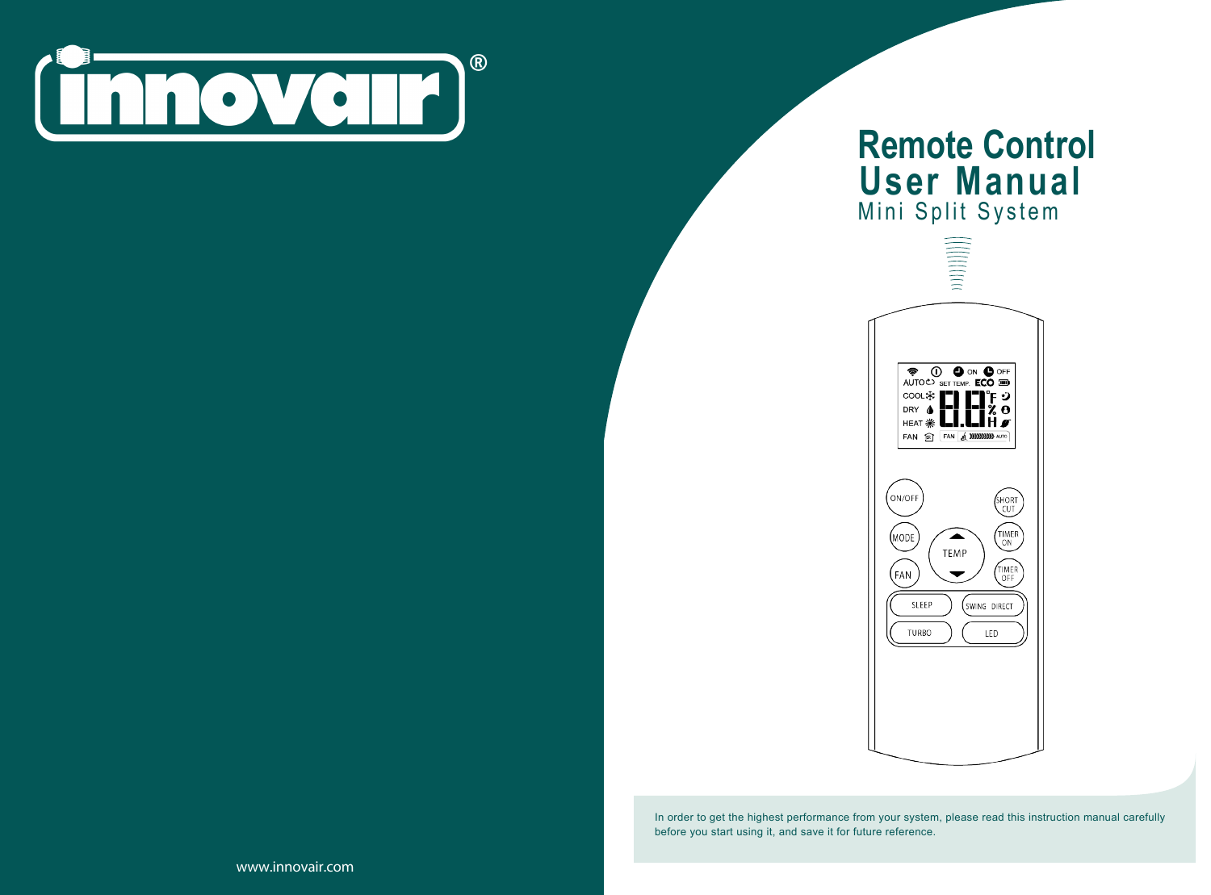# Remote Control User Manual

## Mini Split System

In order to get the highest performance from your system, please read this instruction manual carefully before you start using it, and save it for future reference.

www.innovair.com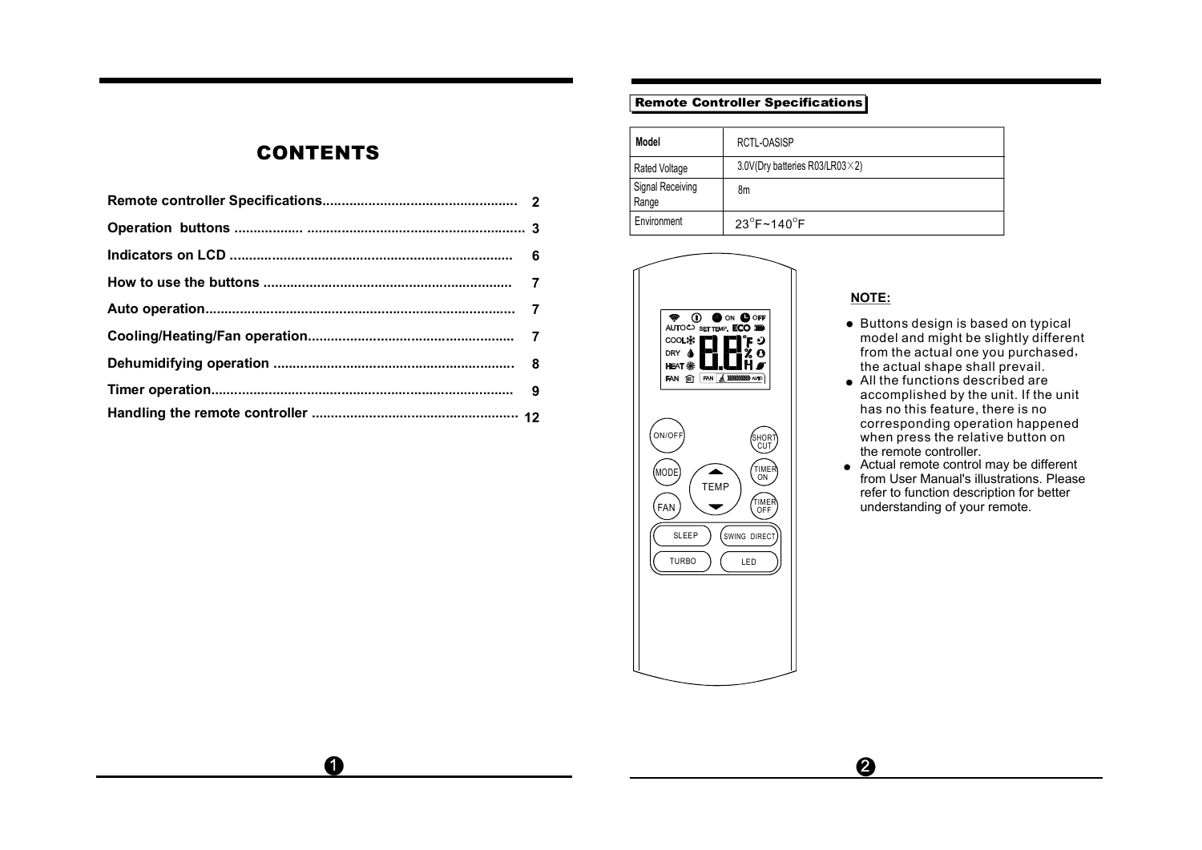# CONTENTS

| | |
|---|---|
| **Remote controller Specifications** | **2** |
| **Operation buttons** | **3** |
| **Indicators on LCD** | **6** |
| **How to use the buttons** | **7** |
| **Auto operation** | **7** |
| **Cooling/Heating/Fan operation** | **7** |
| **Dehumidifying operation** | **8** |
| **Timer operation** | **9** |
| **Handling the remote controller** | **12** |

## Remote Controller Specifications

| Model | RCTL-OASISP |
|---|---|
| Rated Voltage | 3.0V(Dry batteries R03/LR03×2) |
| Signal Receiving Range | 8m |
| Environment | 23°F~140°F |

**NOTE:**

- Buttons design is based on typical model and might be slightly different from the actual one you purchased, the actual shape shall prevail.
- All the functions described are accomplished by the unit. If the unit has no this feature, there is no corresponding operation happened when press the relative button on the remote controller.
- Actual remote control may be different from User Manual's illustrations. Please refer to function description for better understanding of your remote.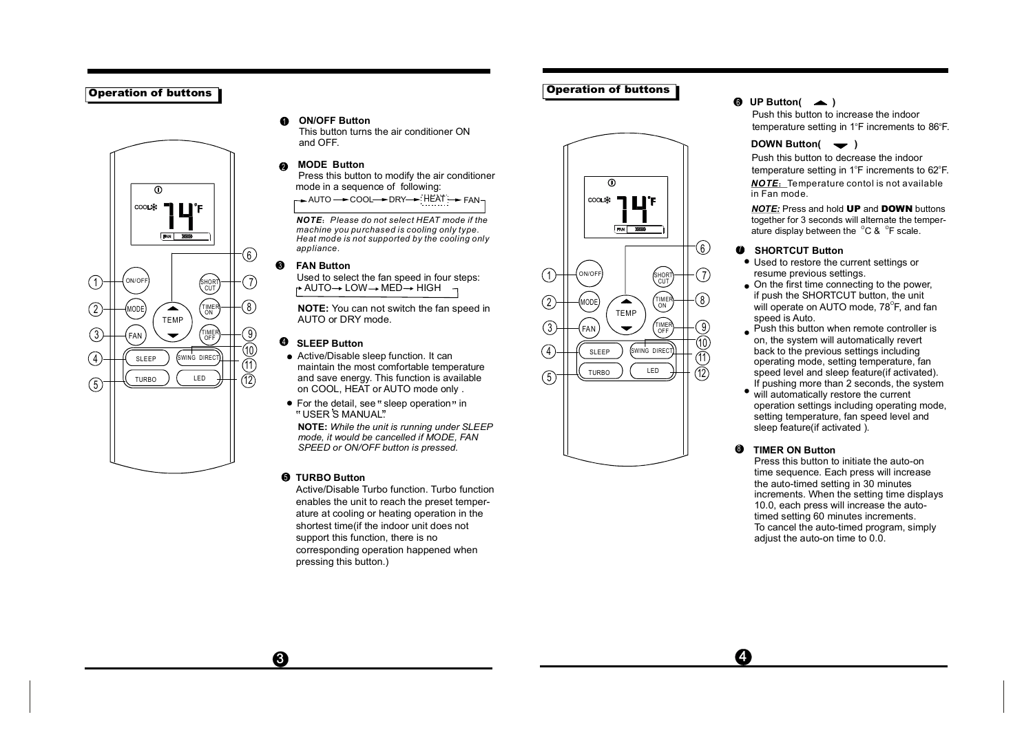## Operation of buttons

1 ON/OFF, 2 MODE, 3 FAN, 4 SLEEP, 5 TURBO, 6 TEMP, 7 SHORT CUT, 8 TIMER ON, 9 TIMER OFF, 10 SWING DIRECT, 11, 12 LED

### ❶ ON/OFF Button

This button turns the air conditioner ON and OFF.

### ❷ MODE Button

Press this button to modify the air conditioner mode in a sequence of following:

→ AUTO → COOL → DRY → HEAT → FAN

***NOTE:** Please do not select HEAT mode if the machine you purchased is cooling only type. Heat mode is not supported by the cooling only appliance.*

### ❸ FAN Button

Used to select the fan speed in four steps:

→ AUTO → LOW → MED → HIGH

**NOTE:** You can not switch the fan speed in AUTO or DRY mode.

### ❹ SLEEP Button

- Active/Disable sleep function. It can maintain the most comfortable temperature and save energy. This function is available on COOL, HEAT or AUTO mode only .
- For the detail, see " sleep operation " in " USER'S MANUAL".

**NOTE:** *While the unit is running under SLEEP mode, it would be cancelled if MODE, FAN SPEED or ON/OFF button is pressed.*

### ❺ TURBO Button

Active/Disable Turbo function. Turbo function enables the unit to reach the preset temperature at cooling or heating operation in the shortest time(if the indoor unit does not support this function, there is no corresponding operation happened when pressing this button.)

## Operation of buttons

### ❻ UP Button( ▲ )

Push this button to increase the indoor temperature setting in 1°F increments to 86°F.

**DOWN Button( ▼ )**

Push this button to decrease the indoor temperature setting in 1°F increments to 62°F.

***NOTE:*** Temperature contol is not available in Fan mode.

***NOTE:*** Press and hold **UP** and **DOWN** buttons together for 3 seconds will alternate the temperature display between the °C & °F scale.

### ❼ SHORTCUT Button

- Used to restore the current settings or resume previous settings.
- On the first time connecting to the power, if push the SHORTCUT button, the unit will operate on AUTO mode, 78°F, and fan speed is Auto.
- Push this button when remote controller is on, the system will automatically revert back to the previous settings including operating mode, setting temperature, fan speed level and sleep feature(if activated).
- If pushing more than 2 seconds, the system will automatically restore the current operation settings including operating mode, setting temperature, fan speed level and sleep feature(if activated ).

### ❽ TIMER ON Button

Press this button to initiate the auto-on time sequence. Each press will increase the auto-timed setting in 30 minutes increments. When the setting time displays 10.0, each press will increase the auto-timed setting 60 minutes increments. To cancel the auto-timed program, simply adjust the auto-on time to 0.0.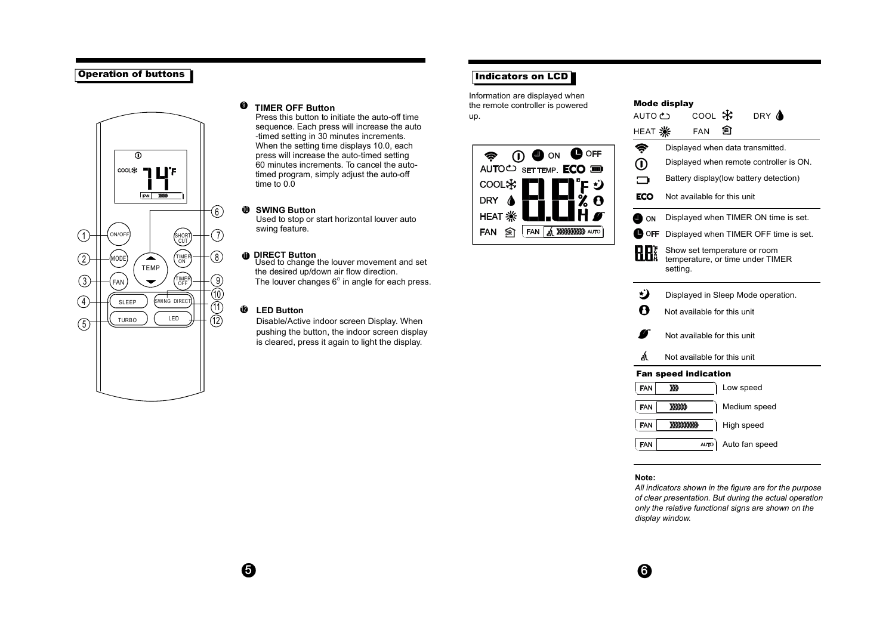## Operation of buttons

**9 TIMER OFF Button**
Press this button to initiate the auto-off time sequence. Each press will increase the auto -timed setting in 30 minutes increments. When the setting time displays 10.0, each press will increase the auto-timed setting 60 minutes increments. To cancel the auto-timed program, simply adjust the auto-off time to 0.0

**10 SWING Button**
Used to stop or start horizontal louver auto swing feature.

**11 DIRECT Button**
Used to change the louver movement and set the desired up/down air flow direction. The louver changes 6° in angle for each press.

**12 LED Button**
Disable/Active indoor screen Display. When pushing the button, the indoor screen display is cleared, press it again to light the display.

## Indicators on LCD

Information are displayed when the remote controller is powered up.

**Mode display**

AUTO, COOL, DRY, HEAT, FAN

| Indicator | Description |
|---|---|
| (Transmission) | Displayed when data transmitted. |
| (Power) | Displayed when remote controller is ON. |
| (Battery) | Battery display(low battery detection) |
| ECO | Not available for this unit |
| ON | Displayed when TIMER ON time is set. |
| OFF | Displayed when TIMER OFF time is set. |
| 88 | Show set temperature or room temperature, or time under TIMER setting. |
| (Sleep) | Displayed in Sleep Mode operation. |
| (Icon) | Not available for this unit |
| (Leaf) | Not available for this unit |
| (Icon) | Not available for this unit |

**Fan speed indication**

| Indicator | Description |
|---|---|
| FAN (short bar) | Low speed |
| FAN (medium bar) | Medium speed |
| FAN (long bar) | High speed |
| FAN AUTO | Auto fan speed |

**Note:**

*All indicators shown in the figure are for the purpose of clear presentation. But during the actual operation only the relative functional signs are shown on the display window.*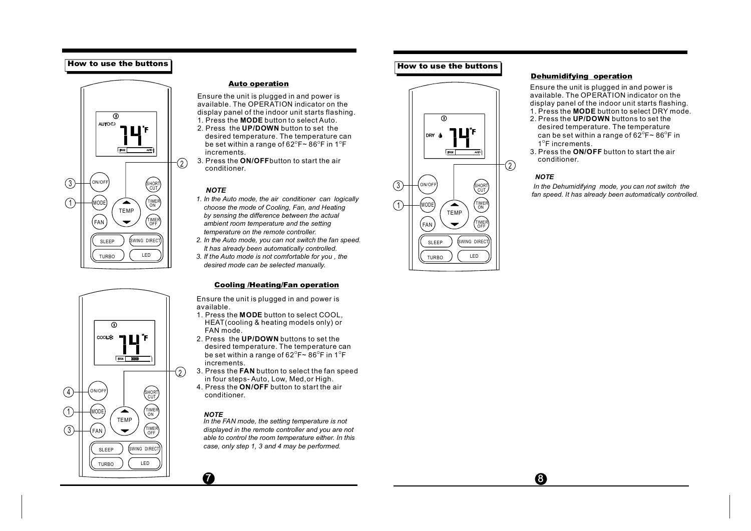## How to use the buttons

### Auto operation

Ensure the unit is plugged in and power is available. The OPERATION indicator on the display panel of the indoor unit starts flashing.

1. Press the **MODE** button to select Auto.
2. Press the **UP/DOWN** button to set the desired temperature. The temperature can be set within a range of 62°F~ 86°F in 1°F increments.
3. Press the **ON/OFF** button to start the air conditioner.

***NOTE***

1. *In the Auto mode, the air conditioner can logically choose the mode of Cooling, Fan, and Heating by sensing the difference between the actual ambient room temperature and the setting temperature on the remote controller.*
2. *In the Auto mode, you can not switch the fan speed. It has already been automatically controlled.*
3. *If the Auto mode is not comfortable for you , the desired mode can be selected manually.*

### Cooling /Heating/Fan operation

Ensure the unit is plugged in and power is available.

1. Press the **MODE** button to select COOL, HEAT(cooling & heating models only) or FAN mode.
2. Press the **UP/DOWN** buttons to set the desired temperature. The temperature can be set within a range of 62°F~ 86°F in 1°F increments.
3. Press the **FAN** button to select the fan speed in four steps- Auto, Low, Med,or High.
4. Press the **ON/OFF** button to start the air conditioner.

***NOTE***

*In the FAN mode, the setting temperature is not displayed in the remote controller and you are not able to control the room temperature either. In this case, only step 1, 3 and 4 may be performed.*

## How to use the buttons

### Dehumidifying operation

Ensure the unit is plugged in and power is available. The OPERATION indicator on the display panel of the indoor unit starts flashing.

1. Press the **MODE** button to select DRY mode.
2. Press the **UP/DOWN** buttons to set the desired temperature. The temperature can be set within a range of 62°F~ 86°F in 1°F increments.
3. Press the **ON/OFF** button to start the air conditioner.

***NOTE***

*In the Dehumidifying mode, you can not switch the fan speed. It has already been automatically controlled.*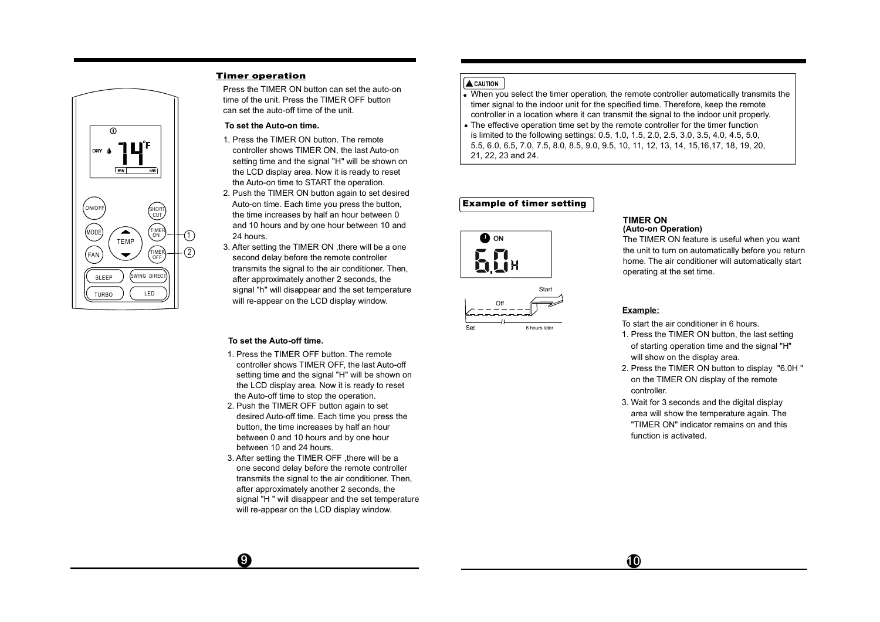## Timer operation

Press the TIMER ON button can set the auto-on time of the unit. Press the TIMER OFF button can set the auto-off time of the unit.

**To set the Auto-on time.**

1. Press the TIMER ON button. The remote controller shows TIMER ON, the last Auto-on setting time and the signal "H" will be shown on the LCD display area. Now it is ready to reset the Auto-on time to START the operation.
2. Push the TIMER ON button again to set desired Auto-on time. Each time you press the button, the time increases by half an hour between 0 and 10 hours and by one hour between 10 and 24 hours.
3. After setting the TIMER ON ,there will be a one second delay before the remote controller transmits the signal to the air conditioner. Then, after approximately another 2 seconds, the signal "h" will disappear and the set temperature will re-appear on the LCD display window.

**To set the Auto-off time.**

1. Press the TIMER OFF button. The remote controller shows TIMER OFF, the last Auto-off setting time and the signal "H" will be shown on the LCD display area. Now it is ready to reset the Auto-off time to stop the operation.
2. Push the TIMER OFF button again to set desired Auto-off time. Each time you press the button, the time increases by half an hour between 0 and 10 hours and by one hour between 10 and 24 hours.
3. After setting the TIMER OFF ,there will be a one second delay before the remote controller transmits the signal to the air conditioner. Then, after approximately another 2 seconds, the signal "H " will disappear and the set temperature will re-appear on the LCD display window.

**⚠ CAUTION**

- When you select the timer operation, the remote controller automatically transmits the timer signal to the indoor unit for the specified time. Therefore, keep the remote controller in a location where it can transmit the signal to the indoor unit properly.
- The effective operation time set by the remote controller for the timer function is limited to the following settings: 0.5, 1.0, 1.5, 2.0, 2.5, 3.0, 3.5, 4.0, 4.5, 5.0, 5.5, 6.0, 6.5, 7.0, 7.5, 8.0, 8.5, 9.0, 9.5, 10, 11, 12, 13, 14, 15,16,17, 18, 19, 20, 21, 22, 23 and 24.

## Example of timer setting

**TIMER ON**
**(Auto-on Operation)**

The TIMER ON feature is useful when you want the unit to turn on automatically before you return home. The air conditioner will automatically start operating at the set time.

**Example:**

To start the air conditioner in 6 hours.

1. Press the TIMER ON button, the last setting of starting operation time and the signal "H" will show on the display area.
2. Press the TIMER ON button to display "6.0H " on the TIMER ON display of the remote controller.
3. Wait for 3 seconds and the digital display area will show the temperature again. The "TIMER ON" indicator remains on and this function is activated.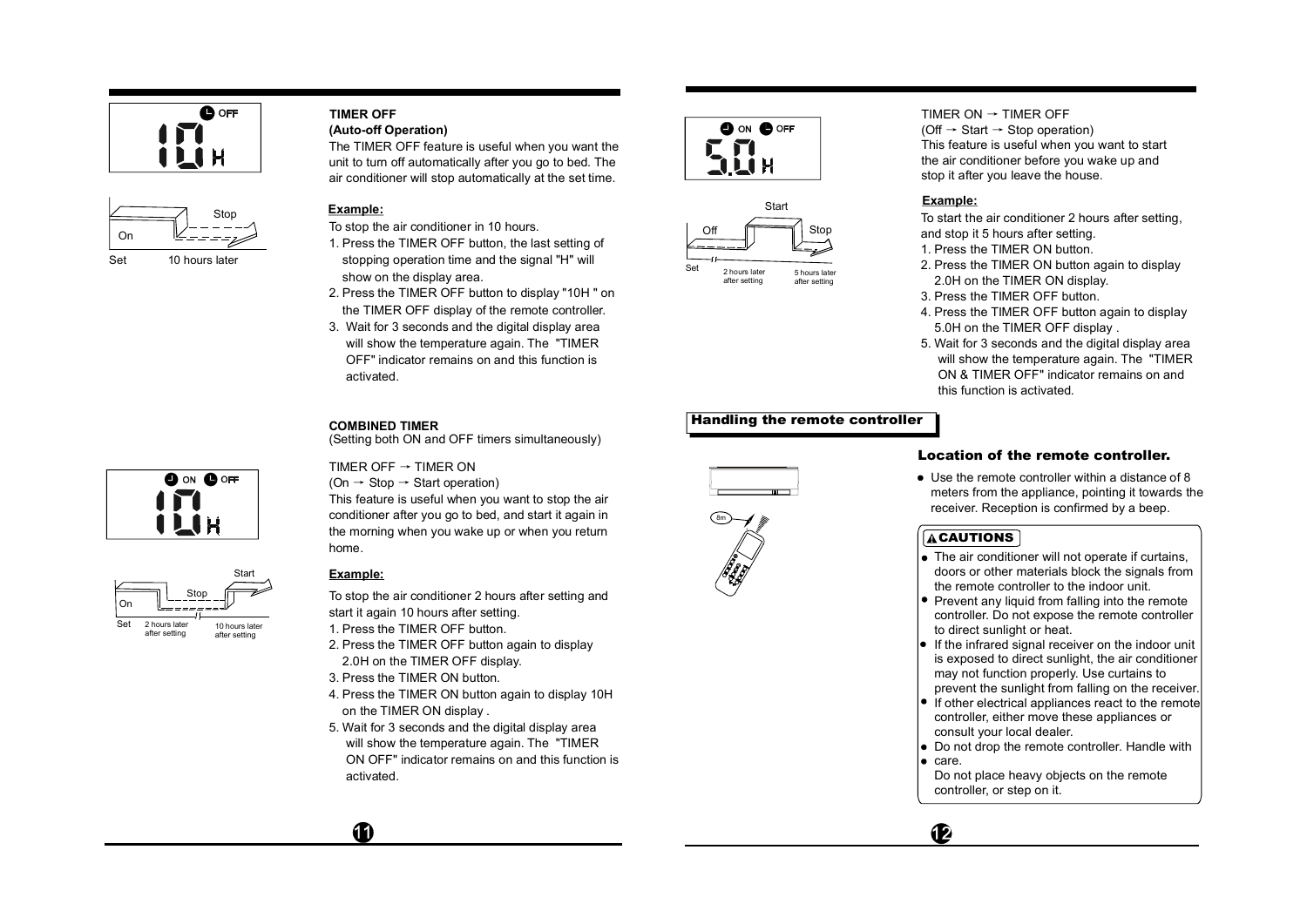### TIMER OFF

**(Auto-off Operation)**

The TIMER OFF feature is useful when you want the unit to turn off automatically after you go to bed. The air conditioner will stop automatically at the set time.

**Example:**

To stop the air conditioner in 10 hours.

1. Press the TIMER OFF button, the last setting of stopping operation time and the signal "H" will show on the display area.
2. Press the TIMER OFF button to display "10H " on the TIMER OFF display of the remote controller.
3. Wait for 3 seconds and the digital display area will show the temperature again. The "TIMER OFF" indicator remains on and this function is activated.

### COMBINED TIMER

(Setting both ON and OFF timers simultaneously)

TIMER OFF → TIMER ON

(On → Stop → Start operation)

This feature is useful when you want to stop the air conditioner after you go to bed, and start it again in the morning when you wake up or when you return home.

**Example:**

To stop the air conditioner 2 hours after setting and start it again 10 hours after setting.

1. Press the TIMER OFF button.
2. Press the TIMER OFF button again to display 2.0H on the TIMER OFF display.
3. Press the TIMER ON button.
4. Press the TIMER ON button again to display 10H on the TIMER ON display .
5. Wait for 3 seconds and the digital display area will show the temperature again. The "TIMER ON OFF" indicator remains on and this function is activated.

TIMER ON → TIMER OFF

(Off → Start → Stop operation)

This feature is useful when you want to start the air conditioner before you wake up and stop it after you leave the house.

**Example:**

To start the air conditioner 2 hours after setting, and stop it 5 hours after setting.

1. Press the TIMER ON button.
2. Press the TIMER ON button again to display 2.0H on the TIMER ON display.
3. Press the TIMER OFF button.
4. Press the TIMER OFF button again to display 5.0H on the TIMER OFF display .
5. Wait for 3 seconds and the digital display area will show the temperature again. The "TIMER ON & TIMER OFF" indicator remains on and this function is activated.

## Handling the remote controller

### Location of the remote controller.

- Use the remote controller within a distance of 8 meters from the appliance, pointing it towards the receiver. Reception is confirmed by a beep.

**⚠CAUTIONS**

- The air conditioner will not operate if curtains, doors or other materials block the signals from the remote controller to the indoor unit.
- Prevent any liquid from falling into the remote controller. Do not expose the remote controller to direct sunlight or heat.
- If the infrared signal receiver on the indoor unit is exposed to direct sunlight, the air conditioner may not function properly. Use curtains to prevent the sunlight from falling on the receiver.
- If other electrical appliances react to the remote controller, either move these appliances or consult your local dealer.
- Do not drop the remote controller. Handle with care.
- Do not place heavy objects on the remote controller, or step on it.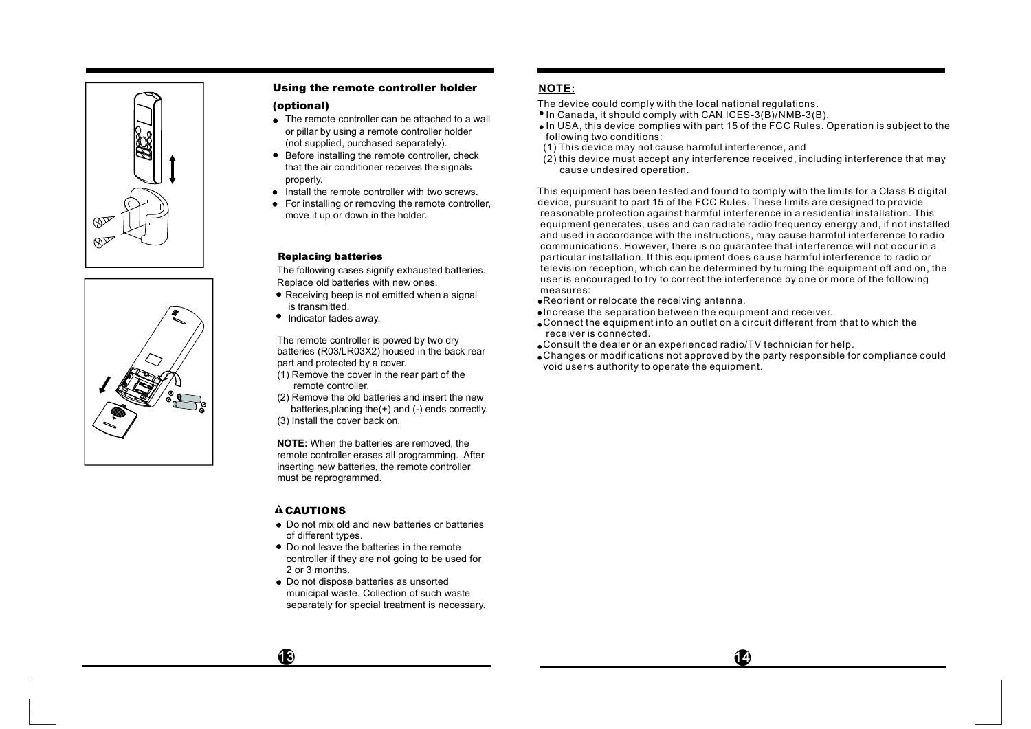## Using the remote controller holder (optional)

- The remote controller can be attached to a wall or pillar by using a remote controller holder (not supplied, purchased separately).
- Before installing the remote controller, check that the air conditioner receives the signals properly.
- Install the remote controller with two screws.
- For installing or removing the remote controller, move it up or down in the holder.

### Replacing batteries

The following cases signify exhausted batteries. Replace old batteries with new ones.

- Receiving beep is not emitted when a signal is transmitted.
- Indicator fades away.

The remote controller is powed by two dry batteries (R03/LR03X2) housed in the back rear part and protected by a cover.

(1) Remove the cover in the rear part of the remote controller.
(2) Remove the old batteries and insert the new batteries,placing the(+) and (-) ends correctly.
(3) Install the cover back on.

**NOTE:** When the batteries are removed, the remote controller erases all programming. After inserting new batteries, the remote controller must be reprogrammed.

### ⚠ CAUTIONS

- Do not mix old and new batteries or batteries of different types.
- Do not leave the batteries in the remote controller if they are not going to be used for 2 or 3 months.
- Do not dispose batteries as unsorted municipal waste. Collection of such waste separately for special treatment is necessary.

## NOTE:

The device could comply with the local national regulations.

- In Canada, it should comply with CAN ICES-3(B)/NMB-3(B).
- In USA, this device complies with part 15 of the FCC Rules. Operation is subject to the following two conditions:
  (1) This device may not cause harmful interference, and
  (2) this device must accept any interference received, including interference that may cause undesired operation.

This equipment has been tested and found to comply with the limits for a Class B digital device, pursuant to part 15 of the FCC Rules. These limits are designed to provide reasonable protection against harmful interference in a residential installation. This equipment generates, uses and can radiate radio frequency energy and, if not installed and used in accordance with the instructions, may cause harmful interference to radio communications. However, there is no guarantee that interference will not occur in a particular installation. If this equipment does cause harmful interference to radio or television reception, which can be determined by turning the equipment off and on, the user is encouraged to try to correct the interference by one or more of the following measures:

- Reorient or relocate the receiving antenna.
- Increase the separation between the equipment and receiver.
- Connect the equipment into an outlet on a circuit different from that to which the receiver is connected.
- Consult the dealer or an experienced radio/TV technician for help.
- Changes or modifications not approved by the party responsible for compliance could void user's authority to operate the equipment.